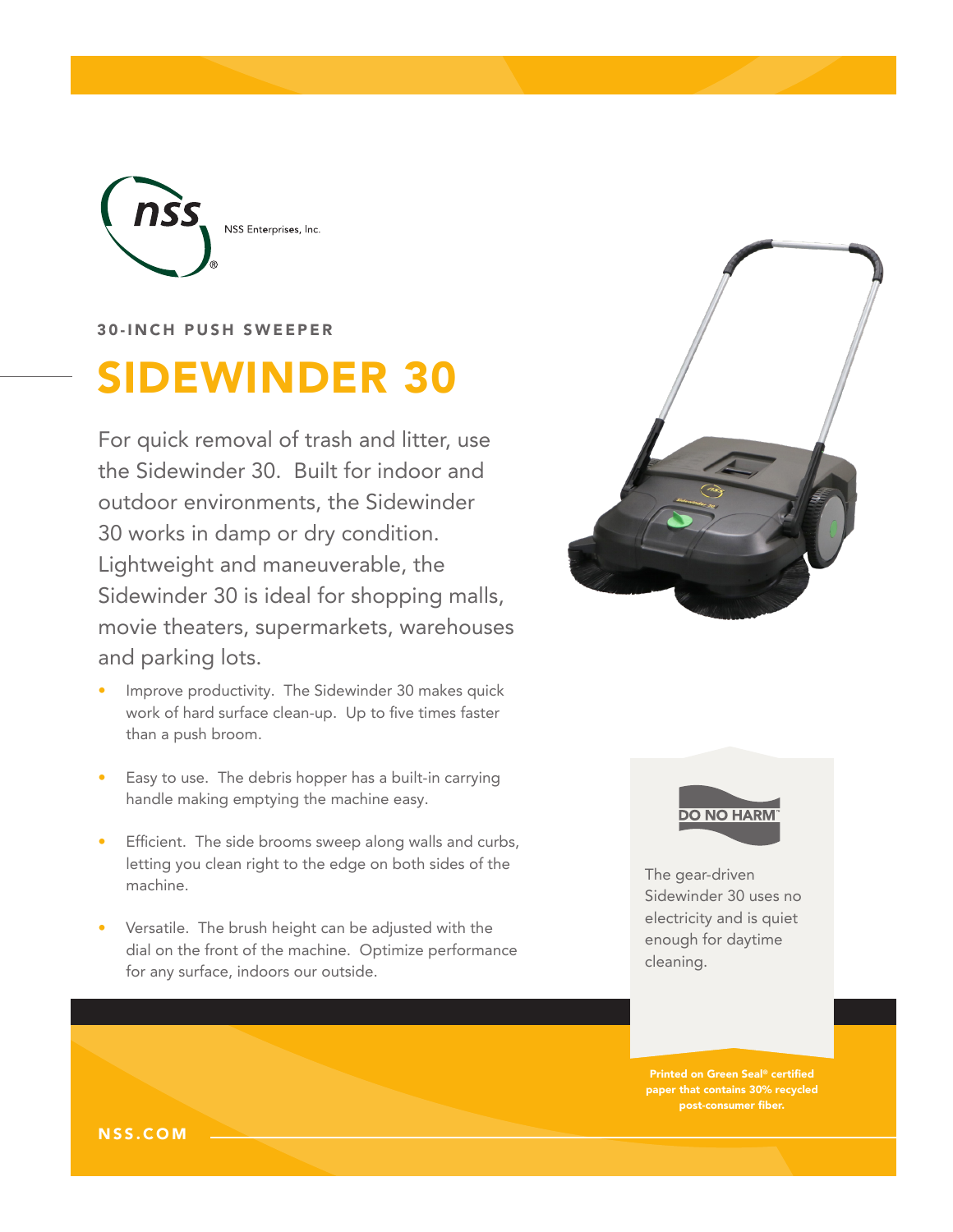NSS Enterprises, Inc.

30-INCH PUSH SWEEPER

# SIDEWINDER 30

For quick removal of trash and litter, use the Sidewinder 30. Built for indoor and outdoor environments, the Sidewinder 30 works in damp or dry condition. Lightweight and maneuverable, the Sidewinder 30 is ideal for shopping malls, movie theaters, supermarkets, warehouses and parking lots.

- Improve productivity. The Sidewinder 30 makes quick work of hard surface clean-up. Up to five times faster than a push broom.
- Easy to use. The debris hopper has a built-in carrying handle making emptying the machine easy.
- Efficient. The side brooms sweep along walls and curbs, letting you clean right to the edge on both sides of the machine.
- Versatile. The brush height can be adjusted with the dial on the front of the machine. Optimize performance for any surface, indoors our outside.

DO NO HARM™

The gear-driven Sidewinder 30 uses no electricity and is quiet enough for daytime cleaning.

Printed on Green Seal® certified paper that contains 30% recycled post-consumer fiber.

NSS.COM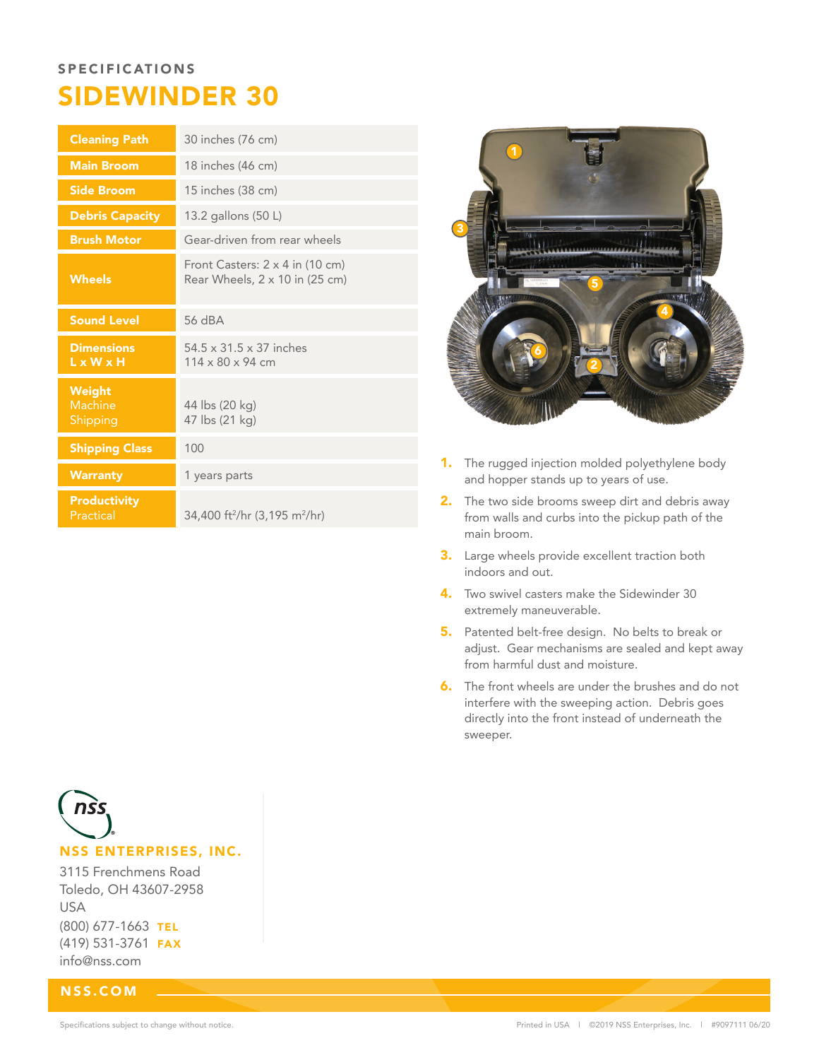SPECIFICATIONS

# SIDEWINDER 30

| | |
|---|---|
| **Cleaning Path** | 30 inches (76 cm) |
| **Main Broom** | 18 inches (46 cm) |
| **Side Broom** | 15 inches (38 cm) |
| **Debris Capacity** | 13.2 gallons (50 L) |
| **Brush Motor** | Gear-driven from rear wheels |
| **Wheels** | Front Casters: 2 x 4 in (10 cm)<br>Rear Wheels, 2 x 10 in (25 cm) |
| **Sound Level** | 56 dBA |
| **Dimensions L x W x H** | 54.5 x 31.5 x 37 inches<br>114 x 80 x 94 cm |
| **Weight**<br>Machine<br>Shipping | 44 lbs (20 kg)<br>47 lbs (21 kg) |
| **Shipping Class** | 100 |
| **Warranty** | 1 years parts |
| **Productivity**<br>Practical | 34,400 ft²/hr (3,195 m²/hr) |

1. The rugged injection molded polyethylene body and hopper stands up to years of use.
2. The two side brooms sweep dirt and debris away from walls and curbs into the pickup path of the main broom.
3. Large wheels provide excellent traction both indoors and out.
4. Two swivel casters make the Sidewinder 30 extremely maneuverable.
5. Patented belt-free design. No belts to break or adjust. Gear mechanisms are sealed and kept away from harmful dust and moisture.
6. The front wheels are under the brushes and do not interfere with the sweeping action. Debris goes directly into the front instead of underneath the sweeper.

**NSS ENTERPRISES, INC.**

3115 Frenchmens Road
Toledo, OH 43607-2958
USA
(800) 677-1663 TEL
(419) 531-3761 FAX
info@nss.com

NSS.COM

Specifications subject to change without notice.

Printed in USA | ©2019 NSS Enterprises, Inc. | #9097111 06/20